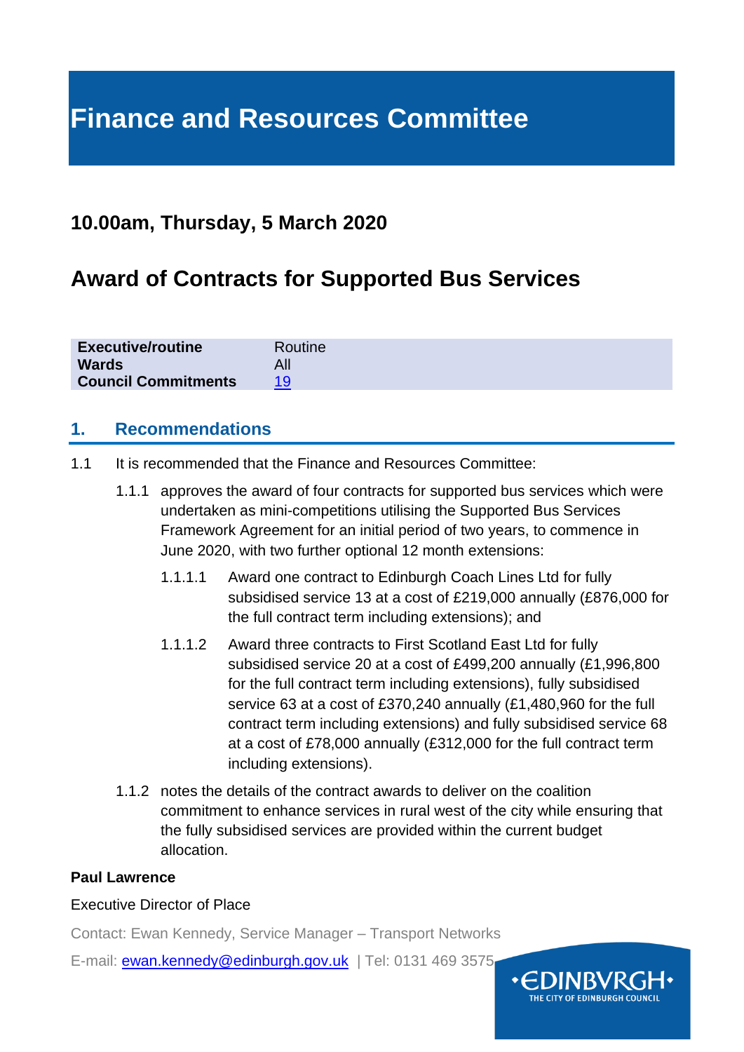# Finance and Resources Committee

## 10.00am, Thursday, 5 March 2020

## Award of Contracts for Supported Bus Services

| | |
|---|---|
| **Executive/routine** | Routine |
| **Wards** | All |
| **Council Commitments** | 19 |

## 1. Recommendations

1.1 It is recommended that the Finance and Resources Committee:

1.1.1 approves the award of four contracts for supported bus services which were undertaken as mini-competitions utilising the Supported Bus Services Framework Agreement for an initial period of two years, to commence in June 2020, with two further optional 12 month extensions:

1.1.1.1 Award one contract to Edinburgh Coach Lines Ltd for fully subsidised service 13 at a cost of £219,000 annually (£876,000 for the full contract term including extensions); and

1.1.1.2 Award three contracts to First Scotland East Ltd for fully subsidised service 20 at a cost of £499,200 annually (£1,996,800 for the full contract term including extensions), fully subsidised service 63 at a cost of £370,240 annually (£1,480,960 for the full contract term including extensions) and fully subsidised service 68 at a cost of £78,000 annually (£312,000 for the full contract term including extensions).

1.1.2 notes the details of the contract awards to deliver on the coalition commitment to enhance services in rural west of the city while ensuring that the fully subsidised services are provided within the current budget allocation.

**Paul Lawrence**

Executive Director of Place

Contact: Ewan Kennedy, Service Manager – Transport Networks

E-mail: ewan.kennedy@edinburgh.gov.uk | Tel: 0131 469 3575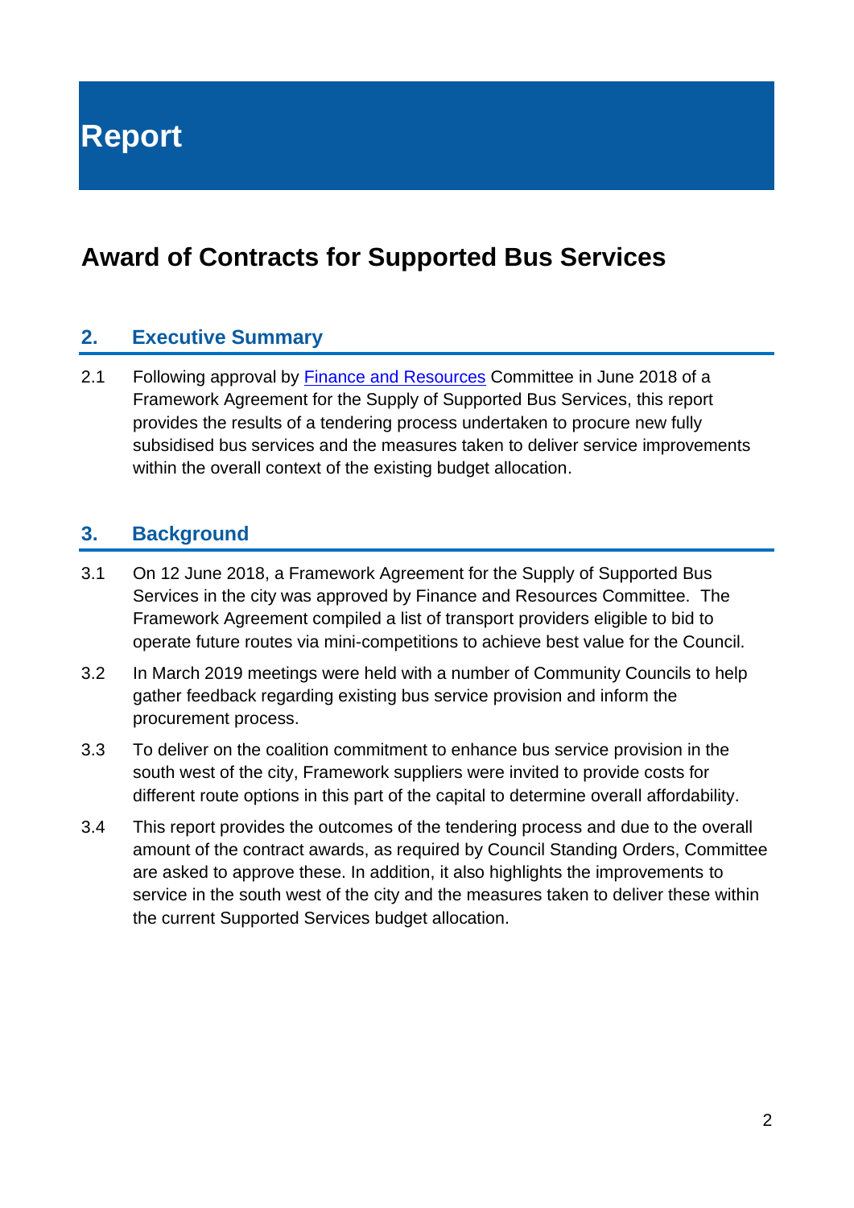# Report

## Award of Contracts for Supported Bus Services

### 2. Executive Summary

2.1 Following approval by Finance and Resources Committee in June 2018 of a Framework Agreement for the Supply of Supported Bus Services, this report provides the results of a tendering process undertaken to procure new fully subsidised bus services and the measures taken to deliver service improvements within the overall context of the existing budget allocation.

### 3. Background

3.1 On 12 June 2018, a Framework Agreement for the Supply of Supported Bus Services in the city was approved by Finance and Resources Committee. The Framework Agreement compiled a list of transport providers eligible to bid to operate future routes via mini-competitions to achieve best value for the Council.

3.2 In March 2019 meetings were held with a number of Community Councils to help gather feedback regarding existing bus service provision and inform the procurement process.

3.3 To deliver on the coalition commitment to enhance bus service provision in the south west of the city, Framework suppliers were invited to provide costs for different route options in this part of the capital to determine overall affordability.

3.4 This report provides the outcomes of the tendering process and due to the overall amount of the contract awards, as required by Council Standing Orders, Committee are asked to approve these. In addition, it also highlights the improvements to service in the south west of the city and the measures taken to deliver these within the current Supported Services budget allocation.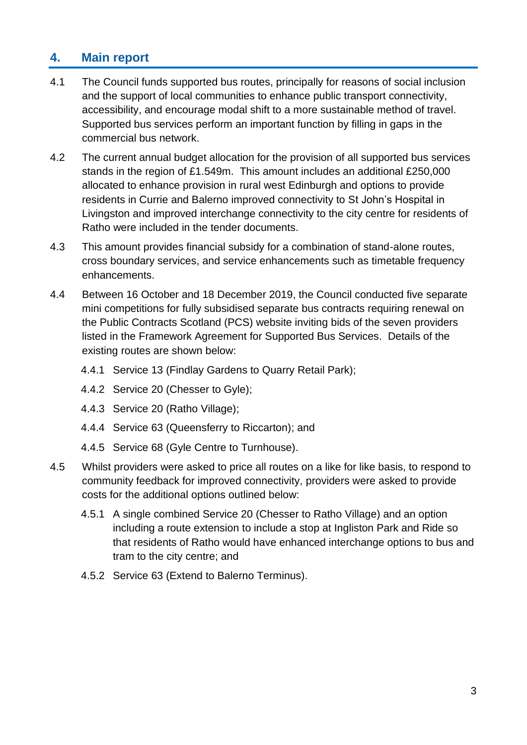## 4. Main report

4.1 The Council funds supported bus routes, principally for reasons of social inclusion and the support of local communities to enhance public transport connectivity, accessibility, and encourage modal shift to a more sustainable method of travel. Supported bus services perform an important function by filling in gaps in the commercial bus network.

4.2 The current annual budget allocation for the provision of all supported bus services stands in the region of £1.549m. This amount includes an additional £250,000 allocated to enhance provision in rural west Edinburgh and options to provide residents in Currie and Balerno improved connectivity to St John's Hospital in Livingston and improved interchange connectivity to the city centre for residents of Ratho were included in the tender documents.

4.3 This amount provides financial subsidy for a combination of stand-alone routes, cross boundary services, and service enhancements such as timetable frequency enhancements.

4.4 Between 16 October and 18 December 2019, the Council conducted five separate mini competitions for fully subsidised separate bus contracts requiring renewal on the Public Contracts Scotland (PCS) website inviting bids of the seven providers listed in the Framework Agreement for Supported Bus Services. Details of the existing routes are shown below:

4.4.1 Service 13 (Findlay Gardens to Quarry Retail Park);

4.4.2 Service 20 (Chesser to Gyle);

4.4.3 Service 20 (Ratho Village);

4.4.4 Service 63 (Queensferry to Riccarton); and

4.4.5 Service 68 (Gyle Centre to Turnhouse).

4.5 Whilst providers were asked to price all routes on a like for like basis, to respond to community feedback for improved connectivity, providers were asked to provide costs for the additional options outlined below:

4.5.1 A single combined Service 20 (Chesser to Ratho Village) and an option including a route extension to include a stop at Ingliston Park and Ride so that residents of Ratho would have enhanced interchange options to bus and tram to the city centre; and

4.5.2 Service 63 (Extend to Balerno Terminus).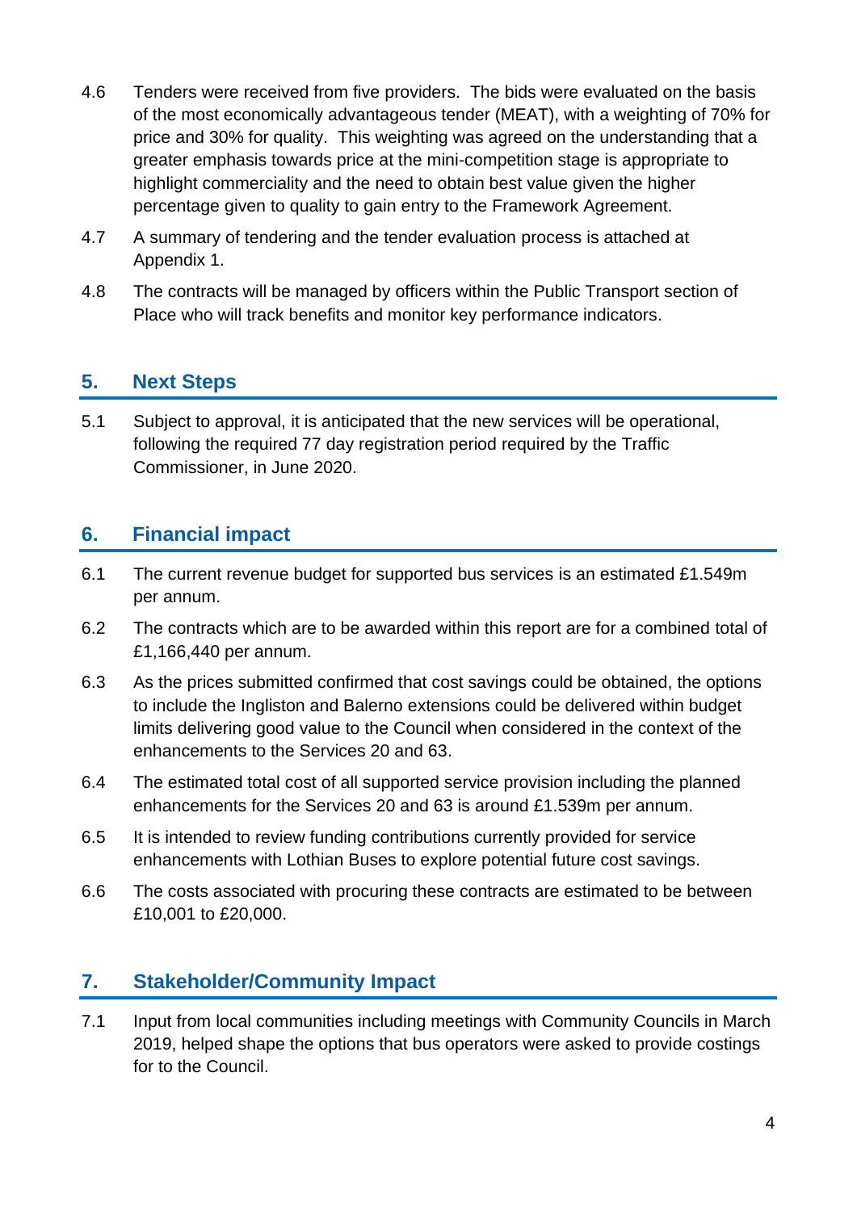4.6 Tenders were received from five providers. The bids were evaluated on the basis of the most economically advantageous tender (MEAT), with a weighting of 70% for price and 30% for quality. This weighting was agreed on the understanding that a greater emphasis towards price at the mini-competition stage is appropriate to highlight commerciality and the need to obtain best value given the higher percentage given to quality to gain entry to the Framework Agreement.

4.7 A summary of tendering and the tender evaluation process is attached at Appendix 1.

4.8 The contracts will be managed by officers within the Public Transport section of Place who will track benefits and monitor key performance indicators.

## 5. Next Steps

5.1 Subject to approval, it is anticipated that the new services will be operational, following the required 77 day registration period required by the Traffic Commissioner, in June 2020.

## 6. Financial impact

6.1 The current revenue budget for supported bus services is an estimated £1.549m per annum.

6.2 The contracts which are to be awarded within this report are for a combined total of £1,166,440 per annum.

6.3 As the prices submitted confirmed that cost savings could be obtained, the options to include the Ingliston and Balerno extensions could be delivered within budget limits delivering good value to the Council when considered in the context of the enhancements to the Services 20 and 63.

6.4 The estimated total cost of all supported service provision including the planned enhancements for the Services 20 and 63 is around £1.539m per annum.

6.5 It is intended to review funding contributions currently provided for service enhancements with Lothian Buses to explore potential future cost savings.

6.6 The costs associated with procuring these contracts are estimated to be between £10,001 to £20,000.

## 7. Stakeholder/Community Impact

7.1 Input from local communities including meetings with Community Councils in March 2019, helped shape the options that bus operators were asked to provide costings for to the Council.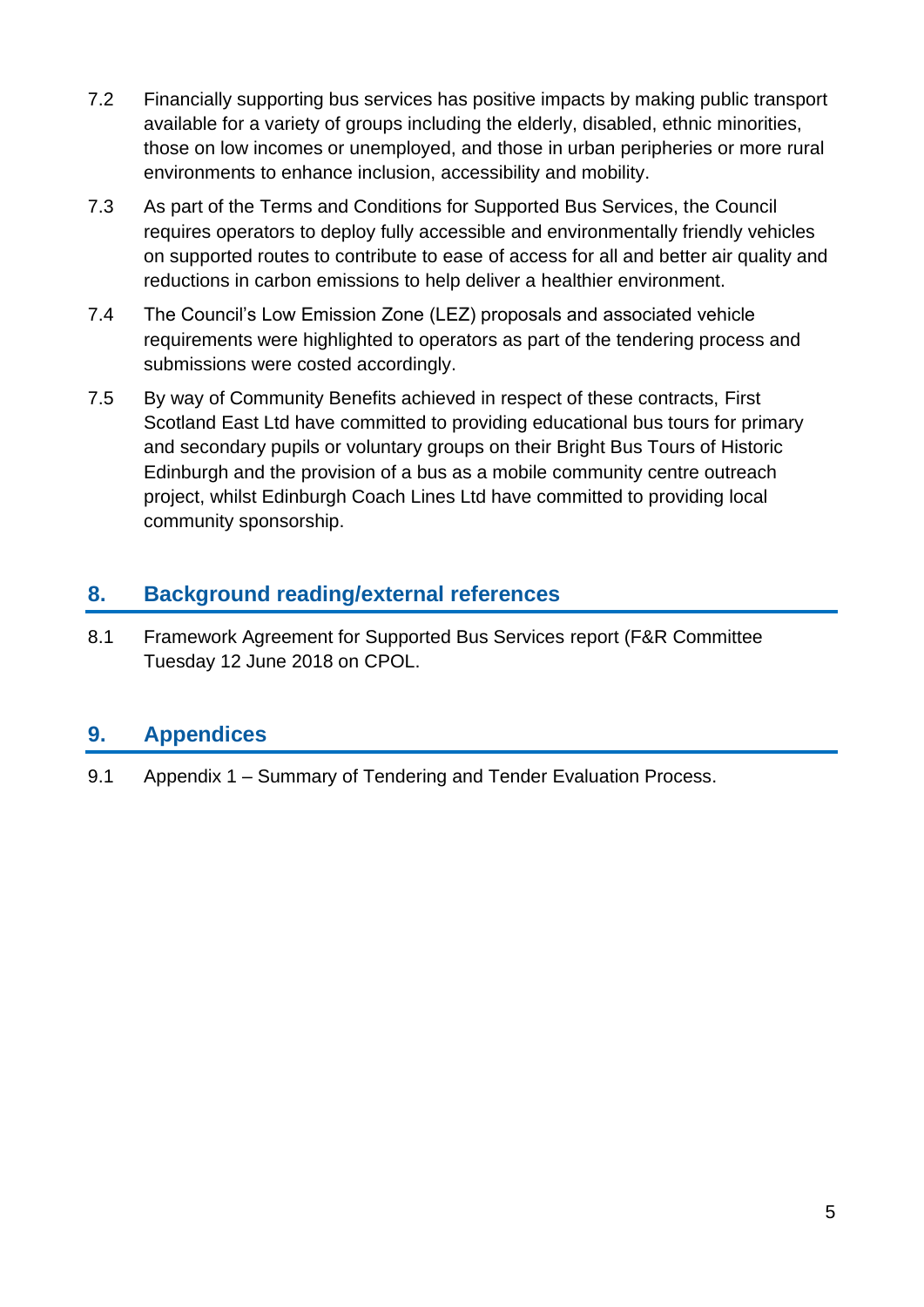7.2 Financially supporting bus services has positive impacts by making public transport available for a variety of groups including the elderly, disabled, ethnic minorities, those on low incomes or unemployed, and those in urban peripheries or more rural environments to enhance inclusion, accessibility and mobility.

7.3 As part of the Terms and Conditions for Supported Bus Services, the Council requires operators to deploy fully accessible and environmentally friendly vehicles on supported routes to contribute to ease of access for all and better air quality and reductions in carbon emissions to help deliver a healthier environment.

7.4 The Council's Low Emission Zone (LEZ) proposals and associated vehicle requirements were highlighted to operators as part of the tendering process and submissions were costed accordingly.

7.5 By way of Community Benefits achieved in respect of these contracts, First Scotland East Ltd have committed to providing educational bus tours for primary and secondary pupils or voluntary groups on their Bright Bus Tours of Historic Edinburgh and the provision of a bus as a mobile community centre outreach project, whilst Edinburgh Coach Lines Ltd have committed to providing local community sponsorship.

## 8. Background reading/external references

8.1 Framework Agreement for Supported Bus Services report (F&R Committee Tuesday 12 June 2018 on CPOL.

## 9. Appendices

9.1 Appendix 1 – Summary of Tendering and Tender Evaluation Process.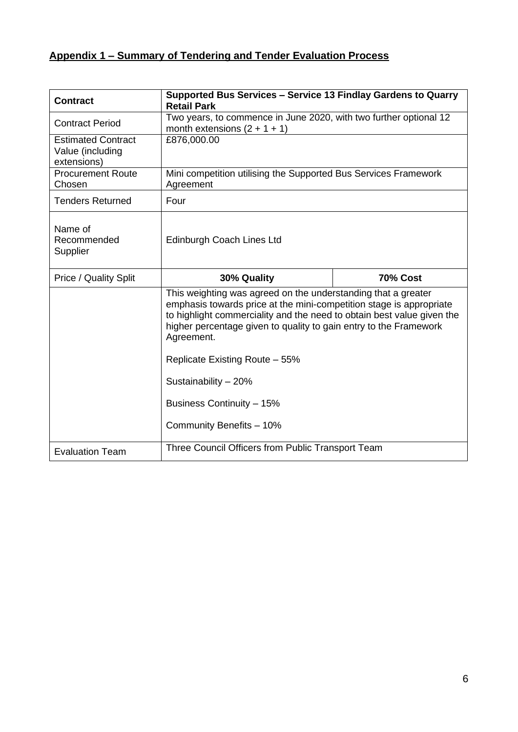## Appendix 1 – Summary of Tendering and Tender Evaluation Process

| **Contract** | **Supported Bus Services – Service 13 Findlay Gardens to Quarry Retail Park** | |
|---|---|---|
| Contract Period | Two years, to commence in June 2020, with two further optional 12 month extensions (2 + 1 + 1) | |
| Estimated Contract Value (including extensions) | £876,000.00 | |
| Procurement Route Chosen | Mini competition utilising the Supported Bus Services Framework Agreement | |
| Tenders Returned | Four | |
| Name of Recommended Supplier | Edinburgh Coach Lines Ltd | |
| Price / Quality Split | **30% Quality** | **70% Cost** |
| | This weighting was agreed on the understanding that a greater emphasis towards price at the mini-competition stage is appropriate to highlight commerciality and the need to obtain best value given the higher percentage given to quality to gain entry to the Framework Agreement.<br><br>Replicate Existing Route – 55%<br><br>Sustainability – 20%<br><br>Business Continuity – 15%<br><br>Community Benefits – 10% | |
| Evaluation Team | Three Council Officers from Public Transport Team | |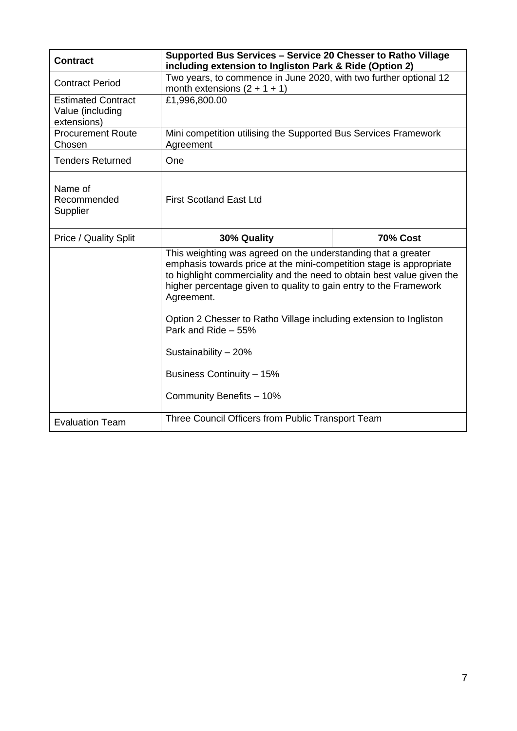| Contract | Supported Bus Services – Service 20 Chesser to Ratho Village including extension to Ingliston Park & Ride (Option 2) | |
|---|---|---|
| Contract Period | Two years, to commence in June 2020, with two further optional 12 month extensions (2 + 1 + 1) | |
| Estimated Contract Value (including extensions) | £1,996,800.00 | |
| Procurement Route Chosen | Mini competition utilising the Supported Bus Services Framework Agreement | |
| Tenders Returned | One | |
| Name of Recommended Supplier | First Scotland East Ltd | |
| Price / Quality Split | **30% Quality** | **70% Cost** |
| | This weighting was agreed on the understanding that a greater emphasis towards price at the mini-competition stage is appropriate to highlight commerciality and the need to obtain best value given the higher percentage given to quality to gain entry to the Framework Agreement.<br><br>Option 2 Chesser to Ratho Village including extension to Ingliston Park and Ride – 55%<br><br>Sustainability – 20%<br><br>Business Continuity – 15%<br><br>Community Benefits – 10% | |
| Evaluation Team | Three Council Officers from Public Transport Team | |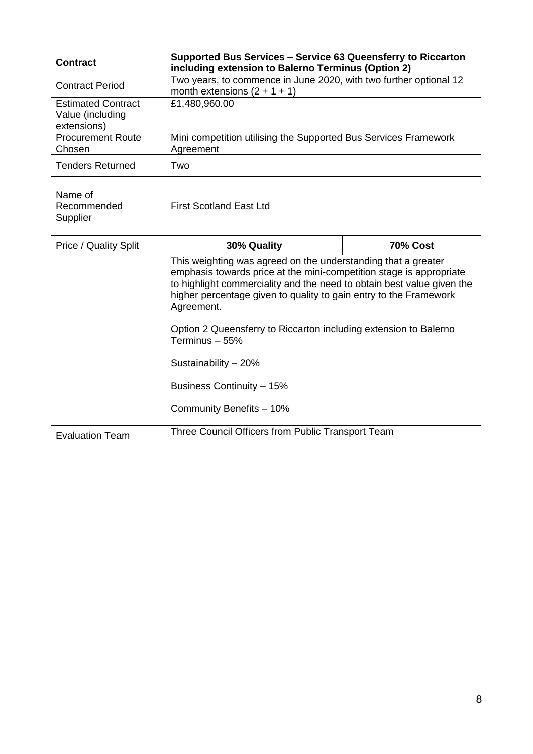| **Contract** | **Supported Bus Services – Service 63 Queensferry to Riccarton including extension to Balerno Terminus (Option 2)** | |
|---|---|---|
| Contract Period | Two years, to commence in June 2020, with two further optional 12 month extensions (2 + 1 + 1) | |
| Estimated Contract Value (including extensions) | £1,480,960.00 | |
| Procurement Route Chosen | Mini competition utilising the Supported Bus Services Framework Agreement | |
| Tenders Returned | Two | |
| Name of Recommended Supplier | First Scotland East Ltd | |
| Price / Quality Split | **30% Quality** | **70% Cost** |
| | This weighting was agreed on the understanding that a greater emphasis towards price at the mini-competition stage is appropriate to highlight commerciality and the need to obtain best value given the higher percentage given to quality to gain entry to the Framework Agreement.<br><br>Option 2 Queensferry to Riccarton including extension to Balerno Terminus – 55%<br><br>Sustainability – 20%<br><br>Business Continuity – 15%<br><br>Community Benefits – 10% | |
| Evaluation Team | Three Council Officers from Public Transport Team | |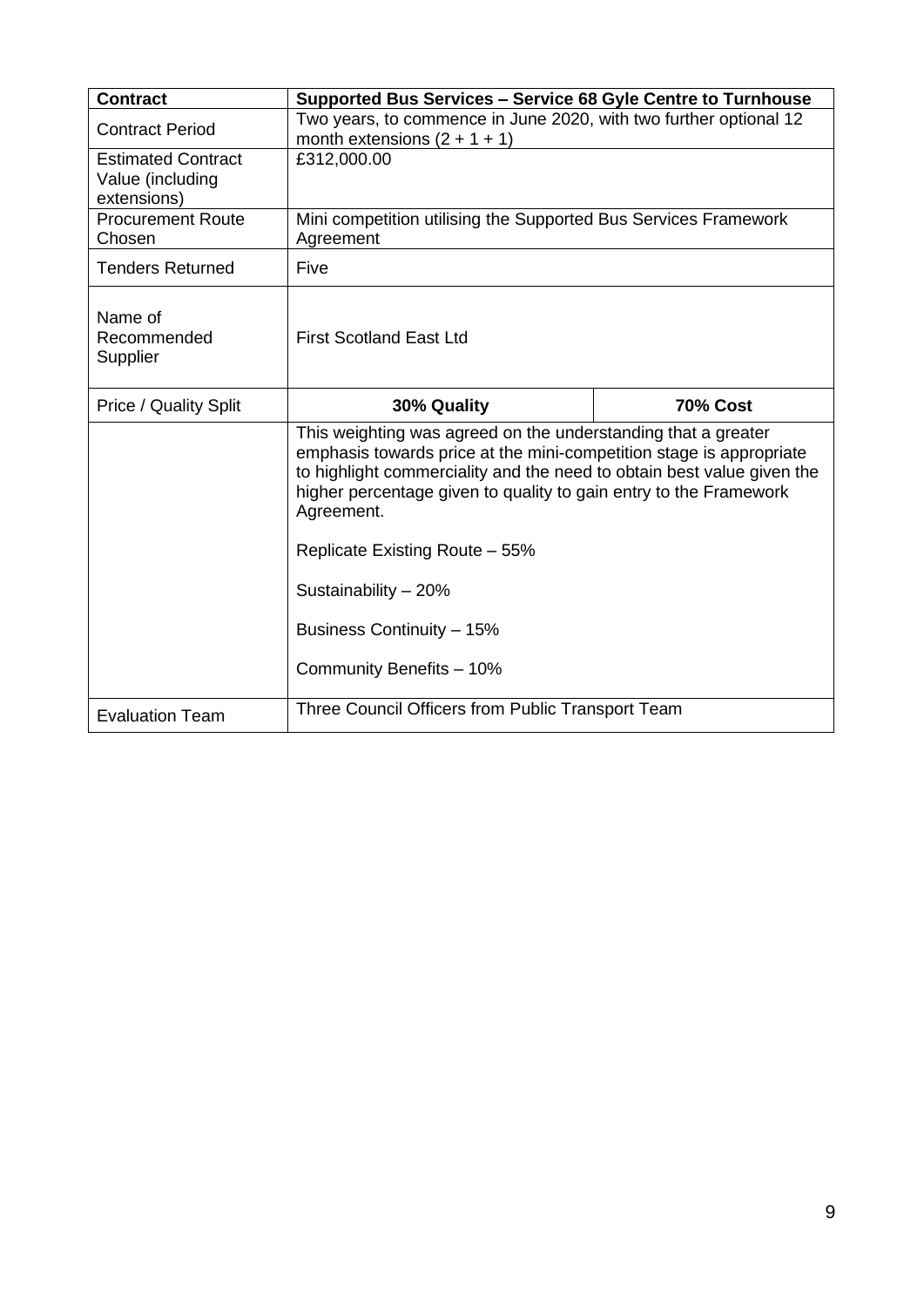| Contract | Supported Bus Services – Service 68 Gyle Centre to Turnhouse | |
|---|---|---|
| Contract Period | Two years, to commence in June 2020, with two further optional 12 month extensions (2 + 1 + 1) | |
| Estimated Contract Value (including extensions) | £312,000.00 | |
| Procurement Route Chosen | Mini competition utilising the Supported Bus Services Framework Agreement | |
| Tenders Returned | Five | |
| Name of Recommended Supplier | First Scotland East Ltd | |
| Price / Quality Split | **30% Quality** | **70% Cost** |
| | This weighting was agreed on the understanding that a greater emphasis towards price at the mini-competition stage is appropriate to highlight commerciality and the need to obtain best value given the higher percentage given to quality to gain entry to the Framework Agreement.<br><br>Replicate Existing Route – 55%<br><br>Sustainability – 20%<br><br>Business Continuity – 15%<br><br>Community Benefits – 10% | |
| Evaluation Team | Three Council Officers from Public Transport Team | |